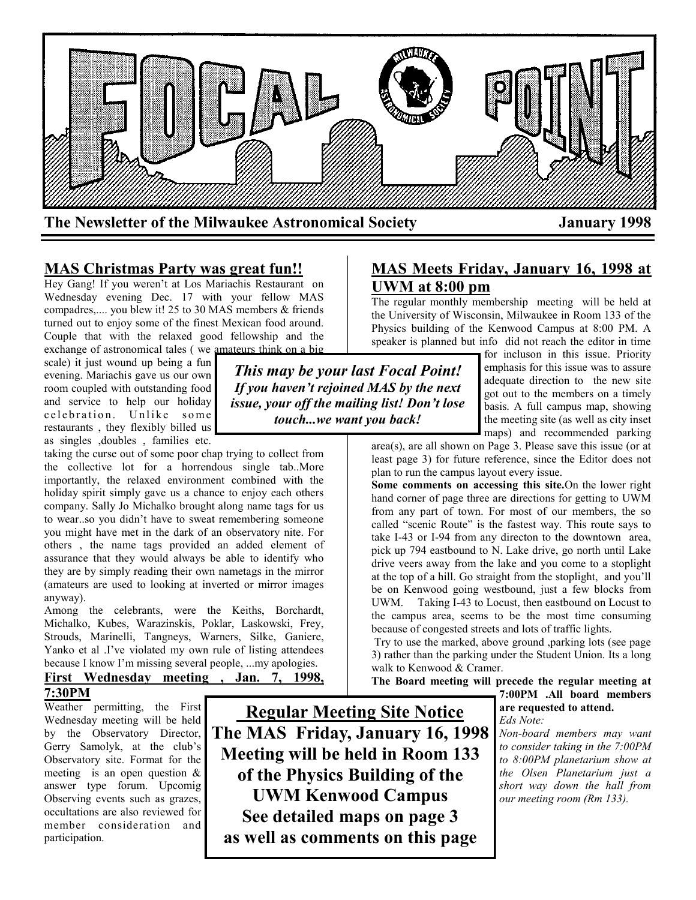# FOCAL POINT

**The Newsletter of the Milwaukee Astronomical Society** **January 1998**

## MAS Christmas Party was great fun!!

Hey Gang! If you weren't at Los Mariachis Restaurant on Wednesday evening Dec. 17 with your fellow MAS compadres,.... you blew it! 25 to 30 MAS members & friends turned out to enjoy some of the finest Mexican food around. Couple that with the relaxed good fellowship and the exchange of astronomical tales ( we amateurs think on a big scale) it just wound up being a fun evening. Mariachis gave us our own room coupled with outstanding food and service to help our holiday celebration. Unlike some restaurants , they flexibly billed us as singles ,doubles , families etc. taking the curse out of some poor chap trying to collect from the collective lot for a horrendous single tab..More importantly, the relaxed environment combined with the holiday spirit simply gave us a chance to enjoy each others company. Sally Jo Michalko brought along name tags for us to wear..so you didn't have to sweat remembering someone you might have met in the dark of an observatory nite. For others , the name tags provided an added element of assurance that they would always be able to identify who they are by simply reading their own nametags in the mirror (amateurs are used to looking at inverted or mirror images anyway).

Among the celebrants, were the Keiths, Borchardt, Michalko, Kubes, Warazinskis, Poklar, Laskowski, Frey, Strouds, Marinelli, Tangneys, Warners, Silke, Ganiere, Yanko et al .I've violated my own rule of listing attendees because I know I'm missing several people, ...my apologies.

> ***This may be your last Focal Point!***
> ***If you haven't rejoined MAS by the next issue, your off the mailing list! Don't lose touch...we want you back!***

## First Wednesday meeting , Jan. 7, 1998, 7:30PM

Weather permitting, the First Wednesday meeting will be held by the Observatory Director, Gerry Samolyk, at the club's Observatory site. Format for the meeting is an open question & answer type forum. Upcomig Observing events such as grazes, occultations are also reviewed for member consideration and participation.

## MAS Meets Friday, January 16, 1998 at UWM at 8:00 pm

The regular monthly membership meeting will be held at the University of Wisconsin, Milwaukee in Room 133 of the Physics building of the Kenwood Campus at 8:00 PM. A speaker is planned but info did not reach the editor in time for incluson in this issue. Priority emphasis for this issue was to assure adequate direction to the new site got out to the members on a timely basis. A full campus map, showing the meeting site (as well as city inset maps) and recommended parking area(s), are all shown on Page 3. Please save this issue (or at least page 3) for future reference, since the Editor does not plan to run the campus layout every issue.

**Some comments on accessing this site.**On the lower right hand corner of page three are directions for getting to UWM from any part of town. For most of our members, the so called "scenic Route" is the fastest way. This route says to take I-43 or I-94 from any directon to the downtown area, pick up 794 eastbound to N. Lake drive, go north until Lake drive veers away from the lake and you come to a stoplight at the top of a hill. Go straight from the stoplight, and you'll be on Kenwood going westbound, just a few blocks from UWM. Taking I-43 to Locust, then eastbound on Locust to the campus area, seems to be the most time consuming because of congested streets and lots of traffic lights.

Try to use the marked, above ground ,parking lots (see page 3) rather than the parking under the Student Union. Its a long walk to Kenwood & Cramer.

**The Board meeting will precede the regular meeting at 7:00PM .All board members are requested to attend.**

*Eds Note:*

*Non-board members may want to consider taking in the 7:00PM to 8:00PM planetarium show at the Olsen Planetarium just a short way down the hall from our meeting room (Rm 133).*

> **Regular Meeting Site Notice**
>
> **The MAS Friday, January 16, 1998 Meeting will be held in Room 133 of the Physics Building of the UWM Kenwood Campus**
>
> **See detailed maps on page 3 as well as comments on this page**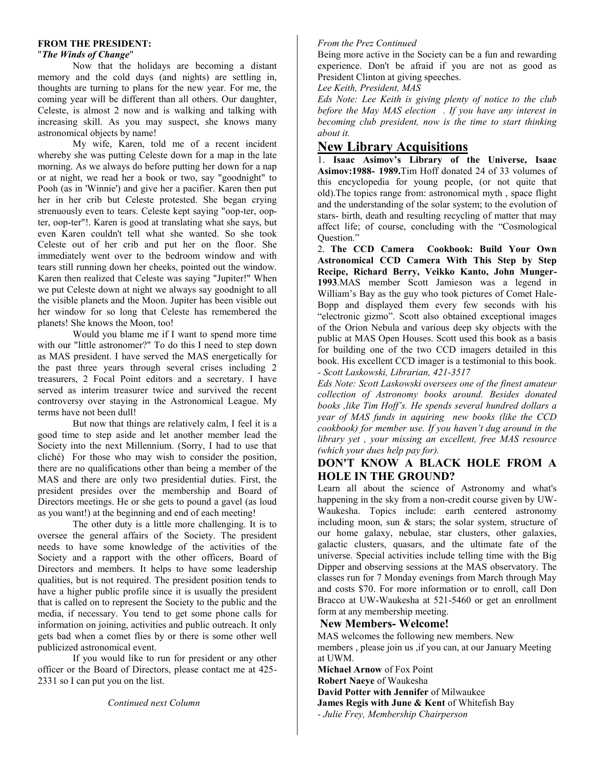**FROM THE PRESIDENT:**
"***The Winds of Change***"

Now that the holidays are becoming a distant memory and the cold days (and nights) are settling in, thoughts are turning to plans for the new year. For me, the coming year will be different than all others. Our daughter, Celeste, is almost 2 now and is walking and talking with increasing skill. As you may suspect, she knows many astronomical objects by name!

My wife, Karen, told me of a recent incident whereby she was putting Celeste down for a map in the late morning. As we always do before putting her down for a nap or at night, we read her a book or two, say "goodnight" to Pooh (as in 'Winnie') and give her a pacifier. Karen then put her in her crib but Celeste protested. She began crying strenuously even to tears. Celeste kept saying "oop-ter, oop-ter, oop-ter"!. Karen is good at translating what she says, but even Karen couldn't tell what she wanted. So she took Celeste out of her crib and put her on the floor. She immediately went over to the bedroom window and with tears still running down her cheeks, pointed out the window. Karen then realized that Celeste was saying "Jupiter!" When we put Celeste down at night we always say goodnight to all the visible planets and the Moon. Jupiter has been visible out her window for so long that Celeste has remembered the planets! She knows the Moon, too!

Would you blame me if I want to spend more time with our "little astronomer?" To do this I need to step down as MAS president. I have served the MAS energetically for the past three years through several crises including 2 treasurers, 2 Focal Point editors and a secretary. I have served as interim treasurer twice and survived the recent controversy over staying in the Astronomical League. My terms have not been dull!

But now that things are relatively calm, I feel it is a good time to step aside and let another member lead the Society into the next Millennium. (Sorry, I had to use that cliché) For those who may wish to consider the position, there are no qualifications other than being a member of the MAS and there are only two presidential duties. First, the president presides over the membership and Board of Directors meetings. He or she gets to pound a gavel (as loud as you want!) at the beginning and end of each meeting!

The other duty is a little more challenging. It is to oversee the general affairs of the Society. The president needs to have some knowledge of the activities of the Society and a rapport with the other officers, Board of Directors and members. It helps to have some leadership qualities, but is not required. The president position tends to have a higher public profile since it is usually the president that is called on to represent the Society to the public and the media, if necessary. You tend to get some phone calls for information on joining, activities and public outreach. It only gets bad when a comet flies by or there is some other well publicized astronomical event.

If you would like to run for president or any other officer or the Board of Directors, please contact me at 425-2331 so I can put you on the list.

Being more active in the Society can be a fun and rewarding experience. Don't be afraid if you are not as good as President Clinton at giving speeches.

*Lee Keith, President, MAS*

*Eds Note: Lee Keith is giving plenty of notice to the club before the May MAS election . If you have any interest in becoming club president, now is the time to start thinking about it.*

## New Library Acquisitions

1. **Isaac Asimov's Library of the Universe, Isaac Asimov:1988- 1989.** Tim Hoff donated 24 of 33 volumes of this encyclopedia for young people, (or not quite that old).The topics range from: astronomical myth , space flight and the understanding of the solar system; to the evolution of stars- birth, death and resulting recycling of matter that may affect life; of course, concluding with the "Cosmological Question."

2. **The CCD Camera Cookbook: Build Your Own Astronomical CCD Camera With This Step by Step Recipe, Richard Berry, Veikko Kanto, John Munger-1993**.MAS member Scott Jamieson was a legend in William's Bay as the guy who took pictures of Comet Hale-Bopp and displayed them every few seconds with his "electronic gizmo". Scott also obtained exceptional images of the Orion Nebula and various deep sky objects with the public at MAS Open Houses. Scott used this book as a basis for building one of the two CCD imagers detailed in this book. His excellent CCD imager is a testimonial to this book.

*- Scott Laskowski, Librarian, 421-3517*

*Eds Note: Scott Laskowski oversees one of the finest amateur collection of Astronomy books around. Besides donated books ,like Tim Hoff's. He spends several hundred dollars a year of MAS funds in aquiring new books (like the CCD cookbook) for member use. If you haven't dug around in the library yet , your missing an excellent, free MAS resource (which your dues help pay for).*

### DON'T KNOW A BLACK HOLE FROM A HOLE IN THE GROUND?

Learn all about the science of Astronomy and what's happening in the sky from a non-credit course given by UW-Waukesha. Topics include: earth centered astronomy including moon, sun & stars; the solar system, structure of our home galaxy, nebulae, star clusters, other galaxies, galactic clusters, quasars, and the ultimate fate of the universe. Special activities include telling time with the Big Dipper and observing sessions at the MAS observatory. The classes run for 7 Monday evenings from March through May and costs $70. For more information or to enroll, call Don Bracco at UW-Waukesha at 521-5460 or get an enrollment form at any membership meeting.

### New Members- Welcome!

MAS welcomes the following new members. New members , please join us ,if you can, at our January Meeting at UWM.

**Michael Arnow** of Fox Point
**Robert Naeye** of Waukesha
**David Potter with Jennifer** of Milwaukee
**James Regis with June & Kent** of Whitefish Bay

*- Julie Frey, Membership Chairperson*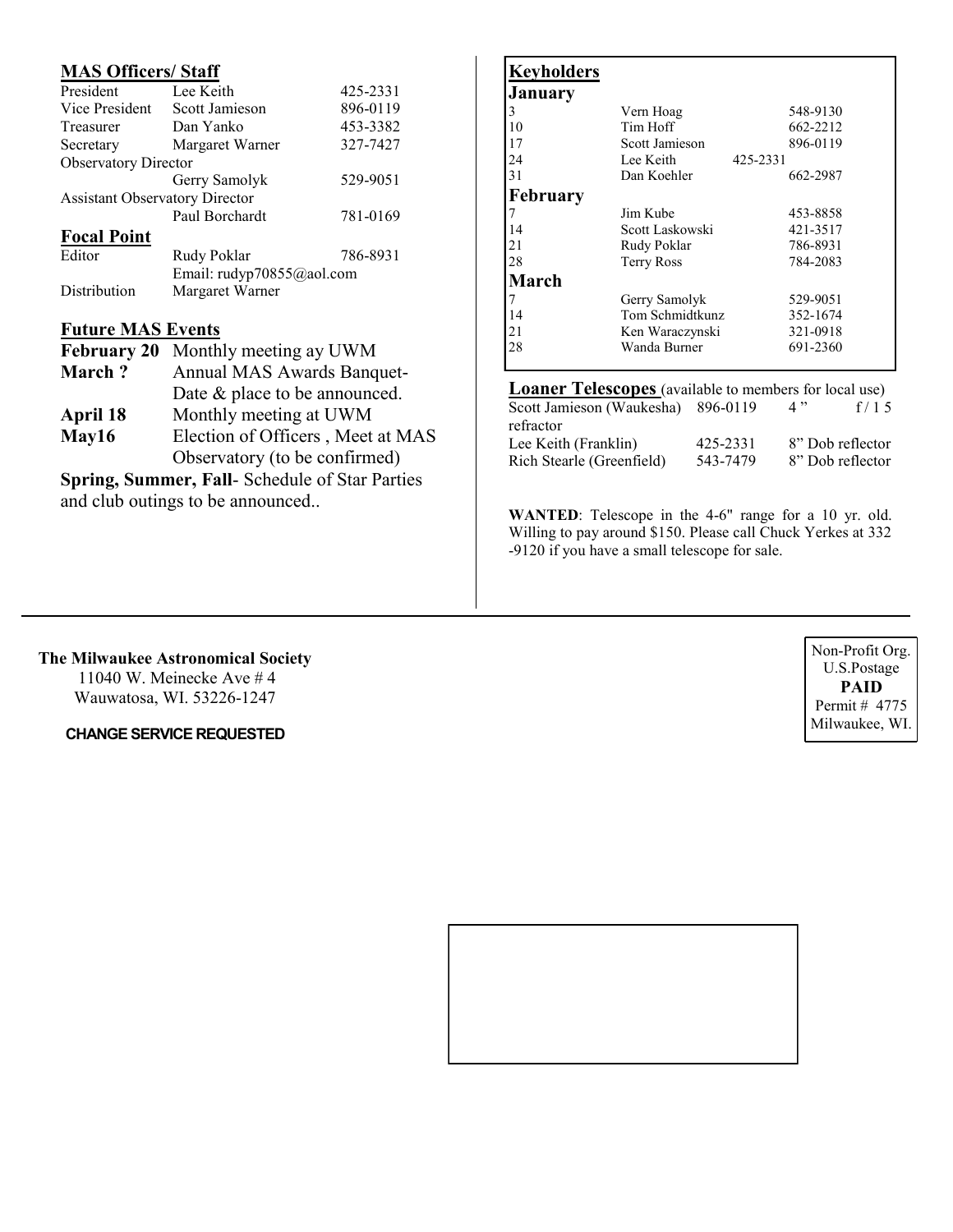## MAS Officers/ Staff

| | | |
|---|---|---|
| President | Lee Keith | 425-2331 |
| Vice President | Scott Jamieson | 896-0119 |
| Treasurer | Dan Yanko | 453-3382 |
| Secretary | Margaret Warner | 327-7427 |
| Observatory Director | | |
| | Gerry Samolyk | 529-9051 |
| Assistant Observatory Director | | |
| | Paul Borchardt | 781-0169 |

## Focal Point

| | | |
|---|---|---|
| Editor | Rudy Poklar | 786-8931 |
| | Email: rudyp70855@aol.com | |
| Distribution | Margaret Warner | |

## Future MAS Events

**February 20** Monthly meeting ay UWM

**March ?** Annual MAS Awards Banquet- Date & place to be announced.

**April 18** Monthly meeting at UWM

**May16** Election of Officers , Meet at MAS Observatory (to be confirmed)

**Spring, Summer, Fall**- Schedule of Star Parties and club outings to be announced..

## Keyholders

### January

| | | |
|---|---|---|
| 3 | Vern Hoag | 548-9130 |
| 10 | Tim Hoff | 662-2212 |
| 17 | Scott Jamieson | 896-0119 |
| 24 | Lee Keith | 425-2331 |
| 31 | Dan Koehler | 662-2987 |

### February

| | | |
|---|---|---|
| 7 | Jim Kube | 453-8858 |
| 14 | Scott Laskowski | 421-3517 |
| 21 | Rudy Poklar | 786-8931 |
| 28 | Terry Ross | 784-2083 |

### March

| | | |
|---|---|---|
| 7 | Gerry Samolyk | 529-9051 |
| 14 | Tom Schmidtkunz | 352-1674 |
| 21 | Ken Waraczynski | 321-0918 |
| 28 | Wanda Burner | 691-2360 |

**Loaner Telescopes** (available to members for local use)

| | | |
|---|---|---|
| Scott Jamieson (Waukesha) | 896-0119 | 4" f / 15 refractor |
| Lee Keith (Franklin) | 425-2331 | 8" Dob reflector |
| Rich Stearle (Greenfield) | 543-7479 | 8" Dob reflector |

**WANTED**: Telescope in the 4-6" range for a 10 yr. old. Willing to pay around $150. Please call Chuck Yerkes at 332 -9120 if you have a small telescope for sale.

---

**The Milwaukee Astronomical Society**
11040 W. Meinecke Ave # 4
Wauwatosa, WI. 53226-1247

**CHANGE SERVICE REQUESTED**

Non-Profit Org.
U.S.Postage
**PAID**
Permit # 4775
Milwaukee, WI.